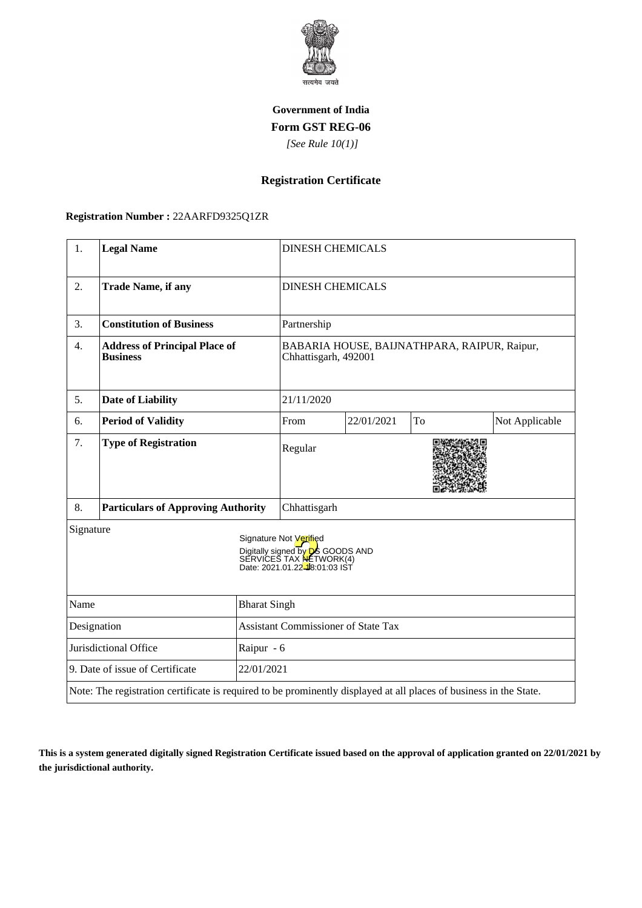**Government of India**

**Form GST REG-06**

*[See Rule 10(1)]*

## Registration Certificate

**Registration Number :** 22AARFD9325Q1ZR

| 1. | **Legal Name** | DINESH CHEMICALS | | | |
|---|---|---|---|---|---|
| 2. | **Trade Name, if any** | DINESH CHEMICALS | | | |
| 3. | **Constitution of Business** | Partnership | | | |
| 4. | **Address of Principal Place of Business** | BABARIA HOUSE, BAIJNATHPARA, RAIPUR, Raipur, Chhattisgarh, 492001 | | | |
| 5. | **Date of Liability** | 21/11/2020 | | | |
| 6. | **Period of Validity** | From | 22/01/2021 | To | Not Applicable |
| 7. | **Type of Registration** | Regular | | | |
| 8. | **Particulars of Approving Authority** | Chhattisgarh | | | |

Signature

Signature Not Verified
Digitally signed by DS GOODS AND SERVICES TAX NETWORK(4)
Date: 2021.01.22 18:01:03 IST

| Name | Bharat Singh |
|---|---|
| Designation | Assistant Commissioner of State Tax |
| Jurisdictional Office | Raipur - 6 |
| 9. Date of issue of Certificate | 22/01/2021 |

Note: The registration certificate is required to be prominently displayed at all places of business in the State.

**This is a system generated digitally signed Registration Certificate issued based on the approval of application granted on 22/01/2021 by the jurisdictional authority.**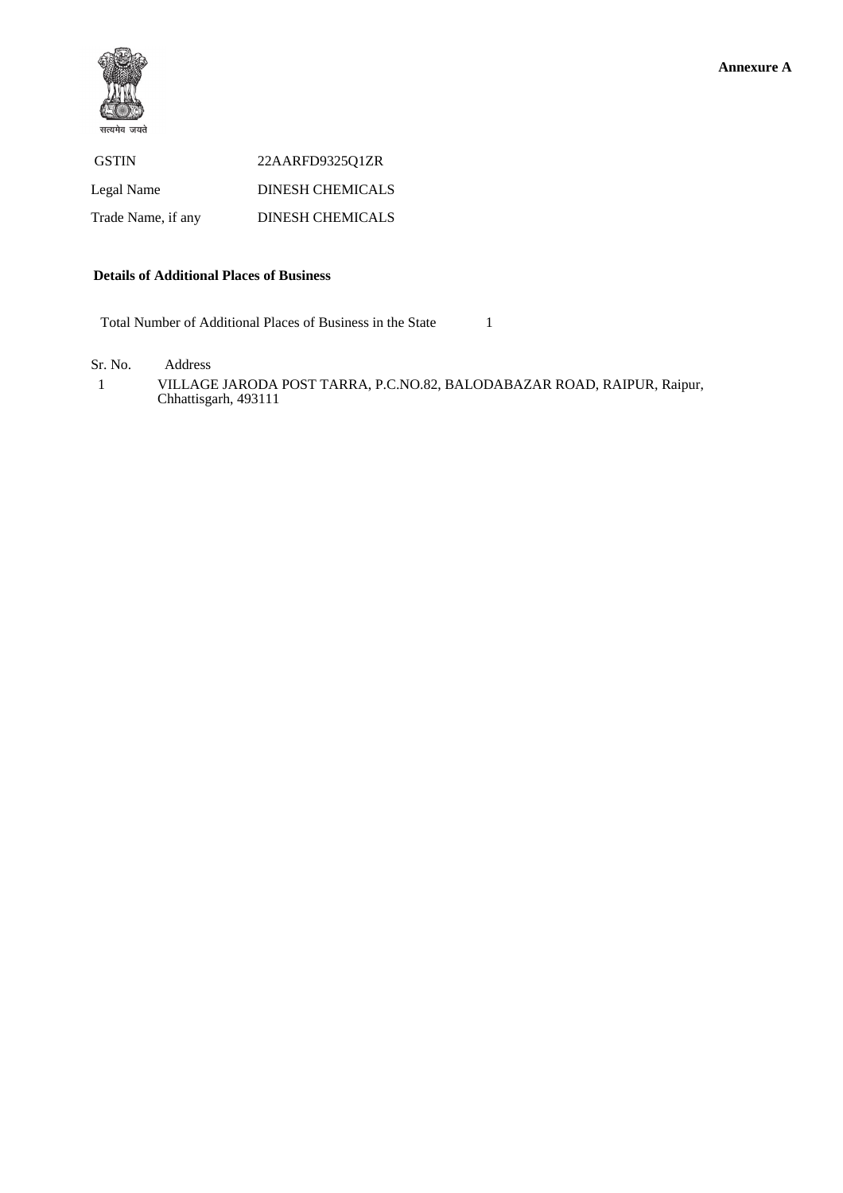**Annexure A**

सत्यमेव जयते

| | |
|---|---|
| GSTIN | 22AARFD9325Q1ZR |
| Legal Name | DINESH CHEMICALS |
| Trade Name, if any | DINESH CHEMICALS |

**Details of Additional Places of Business**

Total Number of Additional Places of Business in the State 1

| Sr. No. | Address |
|---|---|
| 1 | VILLAGE JARODA POST TARRA, P.C.NO.82, BALODABAZAR ROAD, RAIPUR, Raipur, Chhattisgarh, 493111 |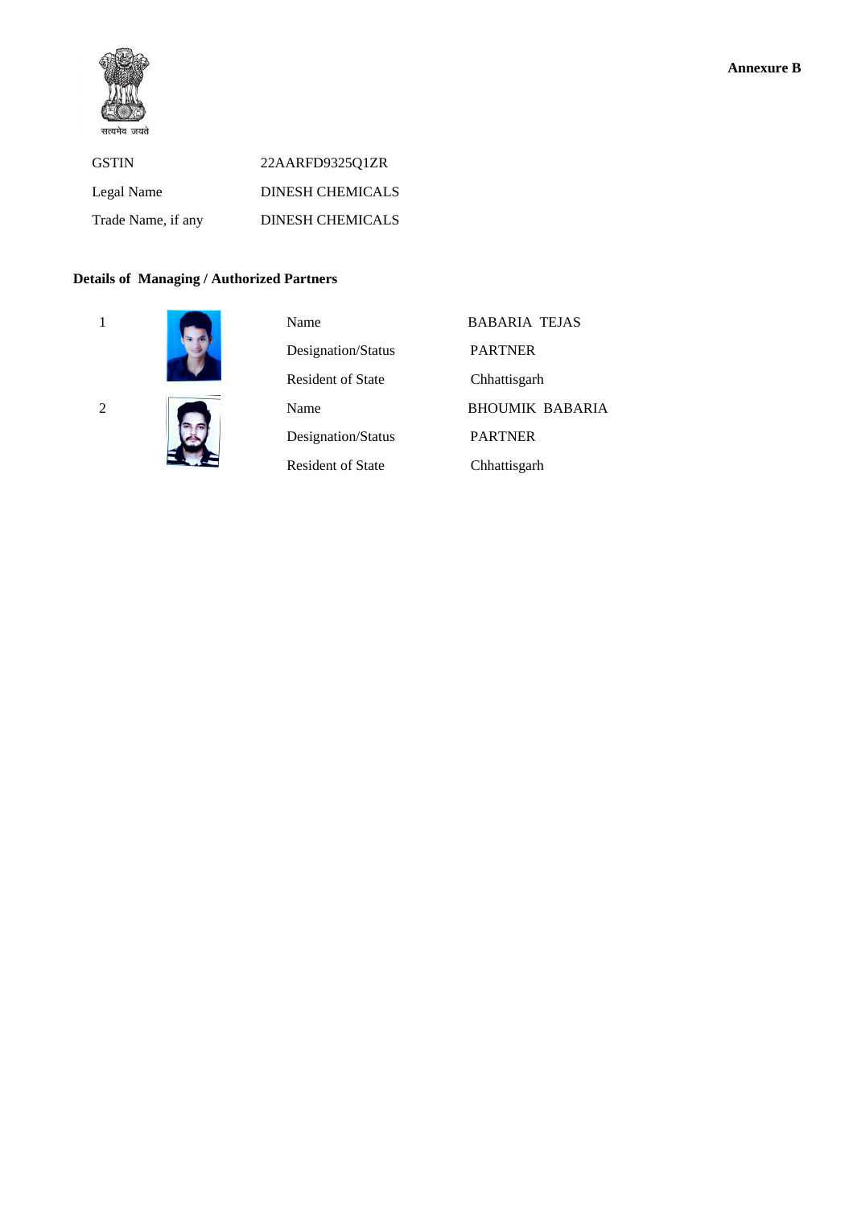**Annexure B**

सत्यमेव जयते

| | |
|---|---|
| GSTIN | 22AARFD9325Q1ZR |
| Legal Name | DINESH CHEMICALS |
| Trade Name, if any | DINESH CHEMICALS |

**Details of Managing / Authorized Partners**

| | | |
|---|---|---|
| 1 | Name | BABARIA TEJAS |
| | Designation/Status | PARTNER |
| | Resident of State | Chhattisgarh |
| 2 | Name | BHOUMIK BABARIA |
| | Designation/Status | PARTNER |
| | Resident of State | Chhattisgarh |